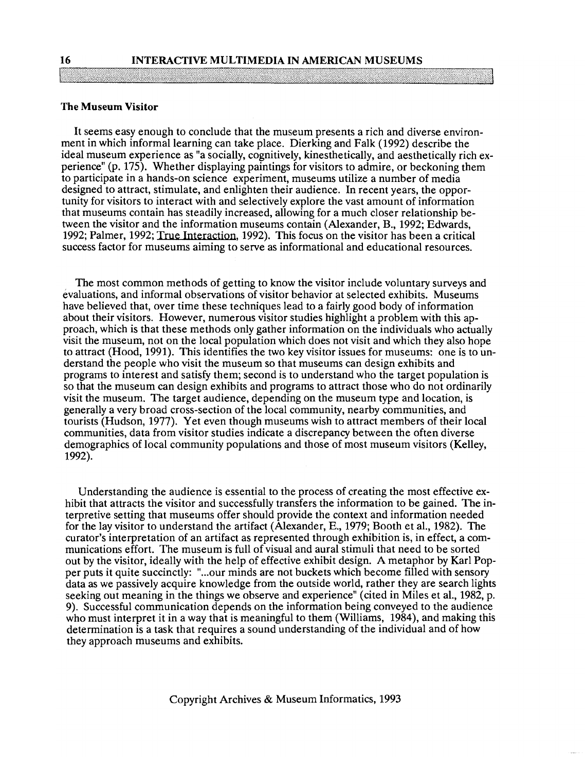### The Museum Visitor

It seems easy enough to conclude that the museum presents a rich and diverse environment in which informal learning can take place. Dierking and Falk (1992) describe the ideal museum experience as "a socially, cognitively, kinesthetically, and aesthetically rich experience" (p. 175). Whether displaying paintings for visitors to admire, or beckoning them to participate in a hands-on science experiment, museums utilize a number of media designed to attract, stimulate, and enlighten their audience. In recent years, the opportunity for visitors to interact with and selectively explore the vast amount of information that museums contain has steadily increased, allowing for a much closer relationship between the visitor and the information museums contain (Alexander, B., 1992; Edwards, 1992; Palmer, 1992; True Interaction, 1992). This focus on the visitor has been a critical success factor for museums aiming to serve as informational and educational resources.

The most common methods of getting to know the visitor include voluntary surveys and evaluations, and informal observations of visitor behavior at selected exhibits. Museums have believed that, over time these techniques lead to a fairly good body of information about their visitors. However, numerous visitor studies highlight a problem with this approach, which is that these methods only gather information on the individuals who actually visit the museum, not on the local population which does not visit and which they also hope to attract (Hood, 1991). This identifies the two key visitor issues for museums: one is to understand the people who visit the museum so that museums can design exhibits and programs to interest and satisfy them; second is to understand who the target population is so that the museum can design exhibits and programs to attract those who do not ordinarily visit the museum. The target audience, depending on the museum type and location, is generally a very broad cross-section of the local community, nearby communities, and tourists (Hudson, 1977). Yet even though museums wish to attract members of their local communities, data from visitor studies indicate a discrepancy between the often diverse demographics of local community populations and those of most museum visitors (Kelley, 1992).

Understanding the audience is essential to the process of creating the most effective exhibit that attracts the visitor and successfully transfers the information to be gained. The interpretive setting that museums offer should provide the context and information needed for the lay visitor to understand the artifact (Alexander, E., 1979; Booth et al., 1982). The curator's interpretation of an artifact as represented through exhibition is, in effect, a communications effort. The museum is full of visual and aural stimuli that need to be sorted out by the visitor, ideally with the help of effective exhibit design. A metaphor by Karl Popper puts it quite succinctly: "...our minds are not buckets which become filled with sensory data as we passively acquire knowledge from the outside world, rather they are search lights seeking out meaning in the things we observe and experience" (cited in Miles et al., 1982, p. 9). Successful communication depends on the information being conveyed to the audience who must interpret it in a way that is meaningful to them (Williams, 1984), and making this determination is a task that requires a sound understanding of the individual and of how they approach museums and exhibits.

Copyright Archives & Museum Informatics, 1993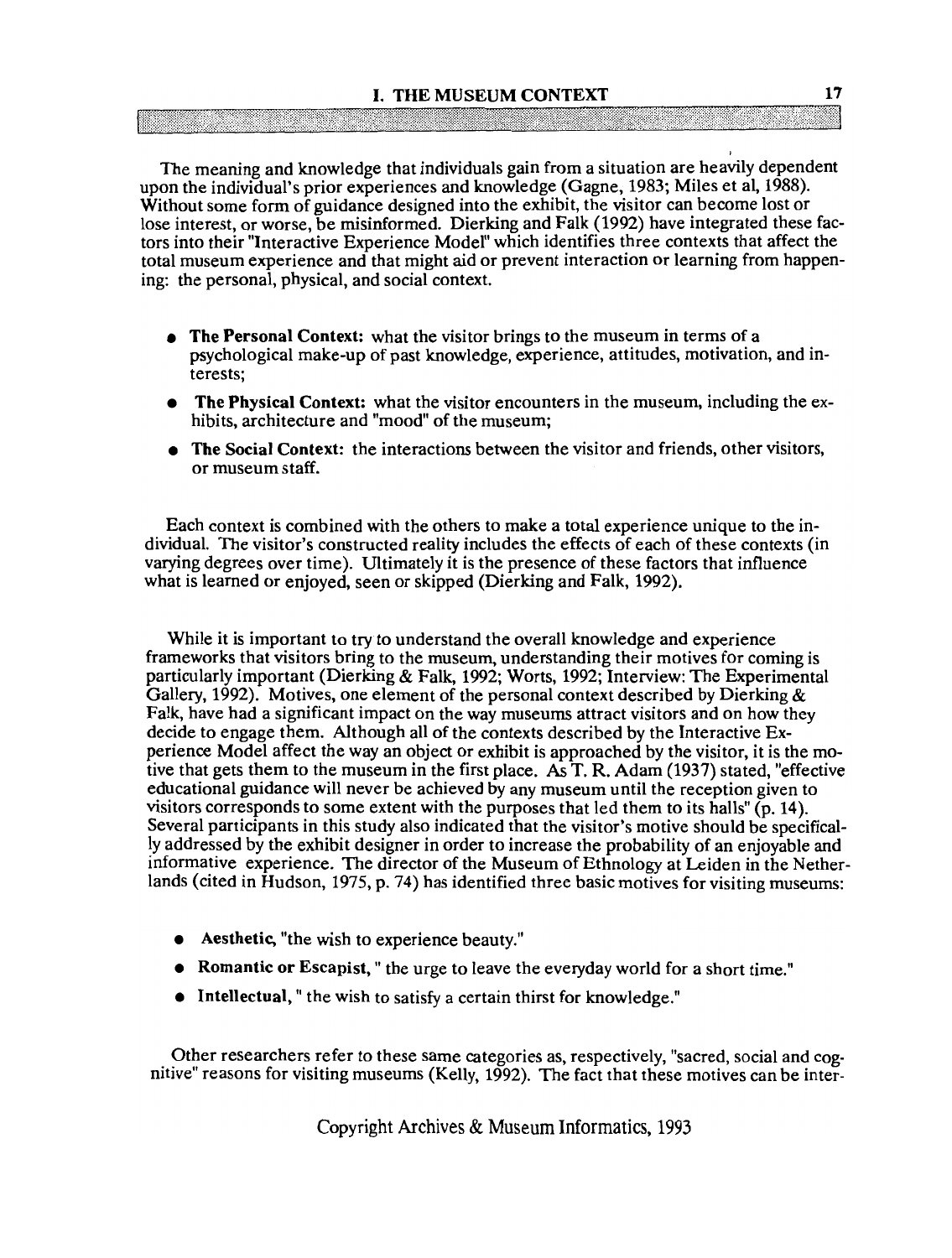The meaning and knowledge that individuals gain from a situation are heavily dependent upon the individual's prior experiences and knowledge (Gagne, 1983; Miles et al, 1988). Without some form of guidance designed into the exhibit, the visitor can become lost or lose interest, or worse, be misinformed. Dierking and Falk (1992) have integrated these factors into their "Interactive Experience Model" which identifies three contexts that affect the total museum experience and that might aid or prevent interaction or learning from happening: the personal, physical, and social context.

- **The Personal Context:** what the visitor brings to the museum in terms of a psychological make-up of past knowledge, experience, attitudes, motivation, and interests;
- **The Physical Context:** what the visitor encounters in the museum, including the exhibits, architecture and "mood" of the museum;
- **The Social Context:** the interactions between the visitor and friends, other visitors, or museum staff.

Each context is combined with the others to make a total experience unique to the individual. The visitor's constructed reality includes the effects of each of these contexts (in varying degrees over time). Ultimately it is the presence of these factors that influence what is learned or enjoyed, seen or skipped (Dierking and Falk, 1992).

While it is important to try to understand the overall knowledge and experience frameworks that visitors bring to the museum, understanding their motives for coming is particularly important (Dierking & Falk, 1992; Worts, 1992; Interview: The Experimental Gallery, 1992). Motives, one element of the personal context described by Dierking & Falk, have had a significant impact on the way museums attract visitors and on how they decide to engage them. Although all of the contexts described by the Interactive Experience Model affect the way an object or exhibit is approached by the visitor, it is the motive that gets them to the museum in the first place. As T. R. Adam (1937) stated, "effective educational guidance will never be achieved by any museum until the reception given to visitors corresponds to some extent with the purposes that led them to its halls" (p. 14). Several participants in this study also indicated that the visitor's motive should be specifically addressed by the exhibit designer in order to increase the probability of an enjoyable and informative experience. The director of the Museum of Ethnology at Leiden in the Netherlands (cited in Hudson, 1975, p. 74) has identified three basic motives for visiting museums:

- **Aesthetic,** "the wish to experience beauty."
- **Romantic or Escapist,** " the urge to leave the everyday world for a short time."
- **Intellectual,** " the wish to satisfy a certain thirst for knowledge."

Other researchers refer to these same categories as, respectively, "sacred, social and cognitive" reasons for visiting museums (Kelly, 1992). The fact that these motives can be inter-

Copyright Archives & Museum Informatics, 1993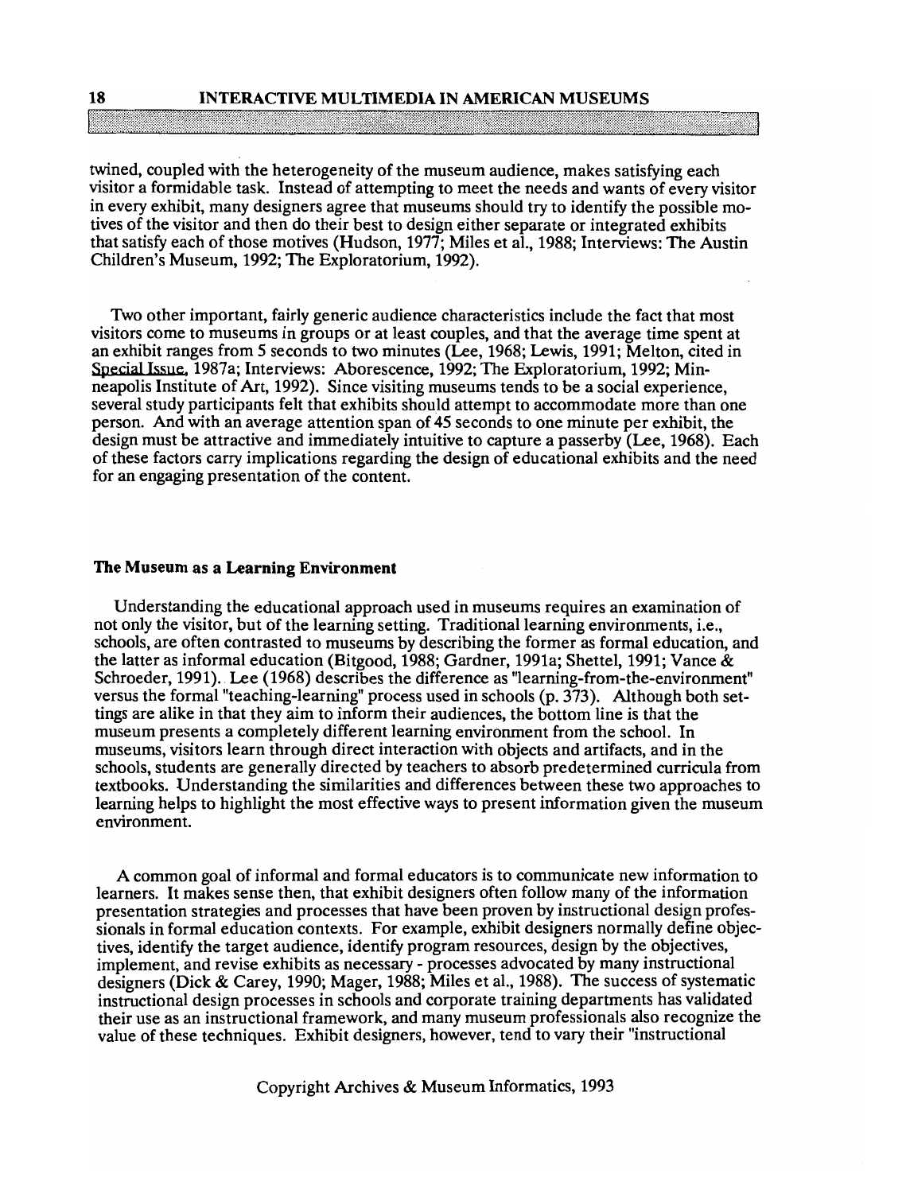twined, coupled with the heterogeneity of the museum audience, makes satisfying each visitor a formidable task. Instead of attempting to meet the needs and wants of every visitor in every exhibit, many designers agree that museums should try to identify the possible motives of the visitor and then do their best to design either separate or integrated exhibits that satisfy each of those motives (Hudson, 1977; Miles et al., 1988; Interviews: The Austin Children's Museum, 1992; The Exploratorium, 1992).

Two other important, fairly generic audience characteristics include the fact that most visitors come to museums in groups or at least couples, and that the average time spent at an exhibit ranges from 5 seconds to two minutes (Lee, 1968; Lewis, 1991; Melton, cited in Special Issue, 1987a; Interviews: Aborescence, 1992; The Exploratorium, 1992; Minneapolis Institute of Art, 1992). Since visiting museums tends to be a social experience, several study participants felt that exhibits should attempt to accommodate more than one person. And with an average attention span of 45 seconds to one minute per exhibit, the design must be attractive and immediately intuitive to capture a passerby (Lee, 1968). Each of these factors carry implications regarding the design of educational exhibits and the need for an engaging presentation of the content.

**The Museum as a Learning Environment**

Understanding the educational approach used in museums requires an examination of not only the visitor, but of the learning setting. Traditional learning environments, i.e., schools, are often contrasted to museums by describing the former as formal education, and the latter as informal education (Bitgood, 1988; Gardner, 1991a; Shettel, 1991; Vance & Schroeder, 1991). Lee (1968) describes the difference as "learning-from-the-environment" versus the formal "teaching-learning" process used in schools (p. 373). Although both settings are alike in that they aim to inform their audiences, the bottom line is that the museum presents a completely different learning environment from the school. In museums, visitors learn through direct interaction with objects and artifacts, and in the schools, students are generally directed by teachers to absorb predetermined curricula from textbooks. Understanding the similarities and differences between these two approaches to learning helps to highlight the most effective ways to present information given the museum environment.

A common goal of informal and formal educators is to communicate new information to learners. It makes sense then, that exhibit designers often follow many of the information presentation strategies and processes that have been proven by instructional design professionals in formal education contexts. For example, exhibit designers normally define objectives, identify the target audience, identify program resources, design by the objectives, implement, and revise exhibits as necessary - processes advocated by many instructional designers (Dick & Carey, 1990; Mager, 1988; Miles et al., 1988). The success of systematic instructional design processes in schools and corporate training departments has validated their use as an instructional framework, and many museum professionals also recognize the value of these techniques. Exhibit designers, however, tend to vary their "instructional